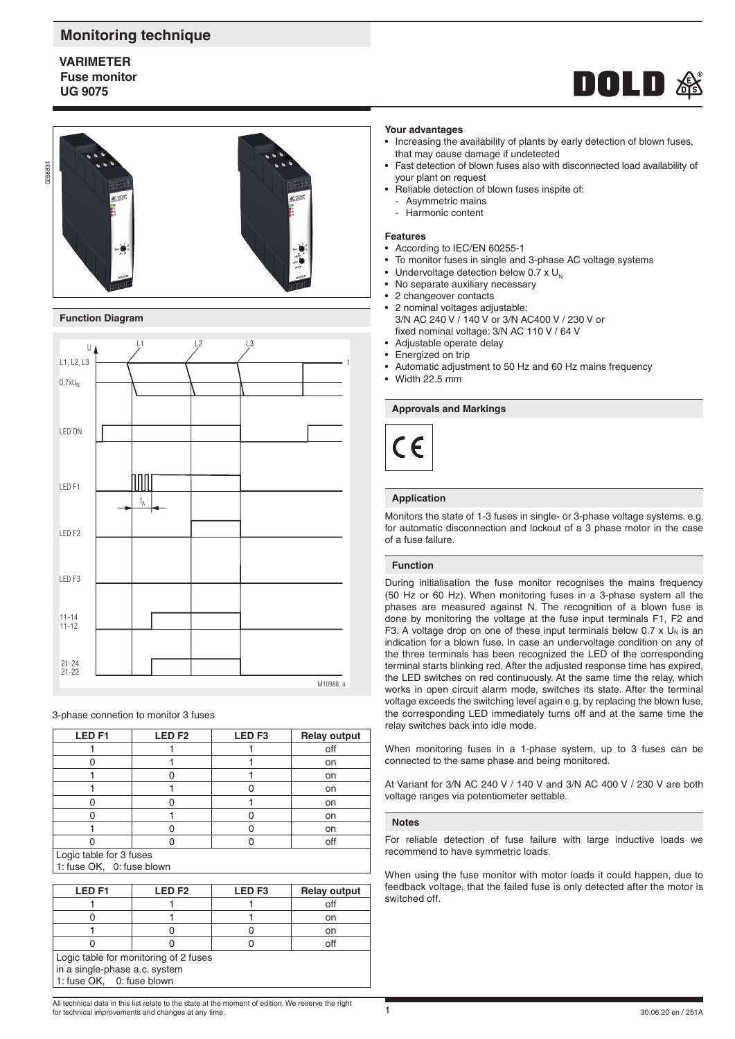# Monitoring technique

**VARIMETER**
**Fuse monitor**
**UG 9075**

## Function Diagram

3-phase connetion to monitor 3 fuses

| LED F1 | LED F2 | LED F3 | Relay output |
|---|---|---|---|
| 1 | 1 | 1 | off |
| 0 | 1 | 1 | on |
| 1 | 0 | 1 | on |
| 1 | 1 | 0 | on |
| 0 | 0 | 1 | on |
| 0 | 1 | 0 | on |
| 1 | 0 | 0 | on |
| 0 | 0 | 0 | off |

Logic table for 3 fuses
1: fuse OK, 0: fuse blown

| LED F1 | LED F2 | LED F3 | Relay output |
|---|---|---|---|
| 1 | 1 | 1 | off |
| 0 | 1 | 1 | on |
| 1 | 0 | 0 | on |
| 0 | 0 | 0 | off |

Logic table for monitoring of 2 fuses in a single-phase a.c. system
1: fuse OK, 0: fuse blown

### Your advantages

- Increasing the availability of plants by early detection of blown fuses, that may cause damage if undetected
- Fast detection of blown fuses also with disconnected load availability of your plant on request
- Reliable detection of blown fuses inspite of:
  - Asymmetric mains
  - Harmonic content

### Features

- According to IEC/EN 60255-1
- To monitor fuses in single and 3-phase AC voltage systems
- Undervoltage detection below 0.7 x $U_N$
- No separate auxiliary necessary
- 2 changeover contacts
- 2 nominal voltages adjustable:
  3/N AC 240 V / 140 V or 3/N AC400 V / 230 V or
  fixed nominal voltage: 3/N AC 110 V / 64 V
- Adjustable operate delay
- Energized on trip
- Automatic adjustment to 50 Hz and 60 Hz mains frequency
- Width 22.5 mm

## Approvals and Markings

CE

## Application

Monitors the state of 1-3 fuses in single- or 3-phase voltage systems. e.g. for automatic disconnection and lockout of a 3 phase motor in the case of a fuse failure.

## Function

During initialisation the fuse monitor recognises the mains frequency (50 Hz or 60 Hz). When monitoring fuses in a 3-phase system all the phases are measured against N. The recognition of a blown fuse is done by monitoring the voltage at the fuse input terminals F1, F2 and F3. A voltage drop on one of these input terminals below 0.7 x $U_N$ is an indication for a blown fuse. In case an undervoltage condition on any of the three terminals has been recognized the LED of the corresponding terminal starts blinking red. After the adjusted response time has expired, the LED switches on red continuously. At the same time the relay, which works in open circuit alarm mode, switches its state. After the terminal voltage exceeds the switching level again e.g. by replacing the blown fuse, the corresponding LED immediately turns off and at the same time the relay switches back into idle mode.

When monitoring fuses in a 1-phase system, up to 3 fuses can be connected to the same phase and being monitored.

At Variant for 3/N AC 240 V / 140 V and 3/N AC 400 V / 230 V are both voltage ranges via potentiometer settable.

## Notes

For reliable detection of fuse failure with large inductive loads we recommend to have symmetric loads.

When using the fuse monitor with motor loads it could happen, due to feedback voltage, that the failed fuse is only detected after the motor is switched off.

All technical data in this list relate to the state at the moment of edition. We reserve the right for technical improvements and changes at any time.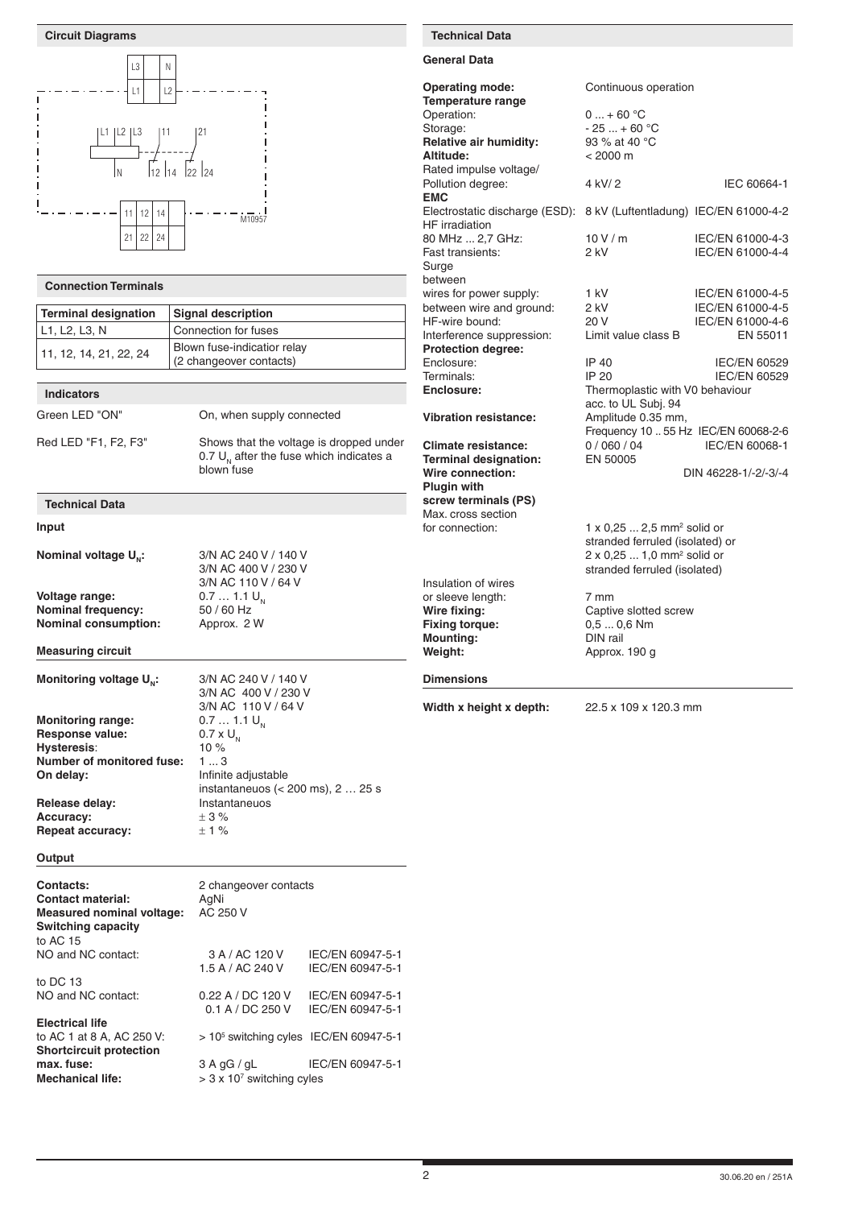## Circuit Diagrams

L3 N L1 L2

L1 L2 L3 11 21

N 12 14 22 24

11 12 14

21 22 24

M10957

## Connection Terminals

| Terminal designation | Signal description |
|---|---|
| L1, L2, L3, N | Connection for fuses |
| 11, 12, 14, 21, 22, 24 | Blown fuse-indicatior relay (2 changeover contacts) |

## Indicators

Green LED "ON" — On, when supply connected

Red LED "F1, F2, F3" — Shows that the voltage is dropped under 0.7 $U_N$ after the fuse which indicates a blown fuse

## Technical Data

### Input

**Nominal voltage $U_N$:** 3/N AC 240 V / 140 V
3/N AC 400 V / 230 V
3/N AC 110 V / 64 V
**Voltage range:** 0.7 … 1.1 $U_N$
**Nominal frequency:** 50 / 60 Hz
**Nominal consumption:** Approx. 2 W

### Measuring circuit

**Monitoring voltage $U_N$:** 3/N AC 240 V / 140 V
3/N AC 400 V / 230 V
3/N AC 110 V / 64 V
**Monitoring range:** 0.7 … 1.1 $U_N$
**Response value:** 0.7 x $U_N$
**Hysteresis:** 10 %
**Number of monitored fuse:** 1 ... 3
**On delay:** Infinite adjustable
instantaneuos (< 200 ms), 2 … 25 s
**Release delay:** Instantaneuos
**Accuracy:** ± 3 %
**Repeat accuracy:** ± 1 %

### Output

**Contacts:** 2 changeover contacts
**Contact material:** AgNi
**Measured nominal voltage:** AC 250 V
**Switching capacity**
to AC 15
NO and NC contact: 3 A / AC 120 V IEC/EN 60947-5-1
1.5 A / AC 240 V IEC/EN 60947-5-1
to DC 13
NO and NC contact: 0.22 A / DC 120 V IEC/EN 60947-5-1
0.1 A / DC 250 V IEC/EN 60947-5-1
**Electrical life**
to AC 1 at 8 A, AC 250 V: > $10^5$ switching cyles IEC/EN 60947-5-1
**Shortcircuit protection**
**max. fuse:** 3 A gG / gL IEC/EN 60947-5-1
**Mechanical life:** > 3 x $10^7$ switching cyles

## Technical Data

### General Data

**Operating mode:** Continuous operation
**Temperature range**
Operation: 0 ... + 60 °C
Storage: - 25 ... + 60 °C
**Relative air humidity:** 93 % at 40 °C
**Altitude:** < 2000 m
Rated impulse voltage/
Pollution degree: 4 kV/ 2 IEC 60664-1
**EMC**
Electrostatic discharge (ESD): 8 kV (Luftentladung) IEC/EN 61000-4-2
HF irradiation
80 MHz ... 2,7 GHz: 10 V / m IEC/EN 61000-4-3
Fast transients: 2 kV IEC/EN 61000-4-4
Surge
between
wires for power supply: 1 kV IEC/EN 61000-4-5
between wire and ground: 2 kV IEC/EN 61000-4-5
HF-wire bound: 20 V IEC/EN 61000-4-6
Interference suppression: Limit value class B EN 55011
**Protection degree:**
Enclosure: IP 40 IEC/EN 60529
Terminals: IP 20 IEC/EN 60529
**Enclosure:** Thermoplastic with V0 behaviour acc. to UL Subj. 94
**Vibration resistance:** Amplitude 0.35 mm,
Frequency 10 .. 55 Hz IEC/EN 60068-2-6
**Climate resistance:** 0 / 060 / 04 IEC/EN 60068-1
**Terminal designation:** EN 50005
**Wire connection:** DIN 46228-1/-2/-3/-4
**Plugin with screw terminals (PS)**
Max. cross section
for connection: 1 x 0,25 ... 2,5 mm² solid or stranded ferruled (isolated) or
2 x 0,25 ... 1,0 mm² solid or stranded ferruled (isolated)
Insulation of wires
or sleeve length: 7 mm
**Wire fixing:** Captive slotted screw
**Fixing torque:** 0,5 ... 0,6 Nm
**Mounting:** DIN rail
**Weight:** Approx. 190 g

### Dimensions

**Width x height x depth:** 22.5 x 109 x 120.3 mm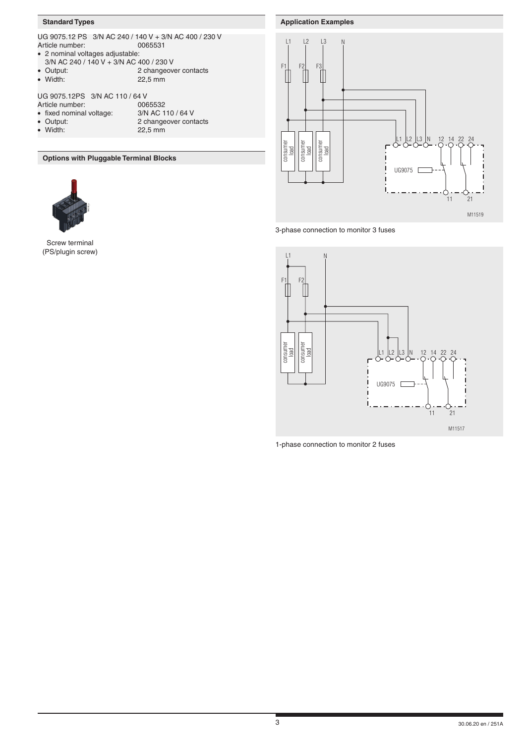## Standard Types

UG 9075.12 PS 3/N AC 240 / 140 V + 3/N AC 400 / 230 V
Article number: 0065531
- 2 nominal voltages adjustable: 3/N AC 240 / 140 V + 3/N AC 400 / 230 V
- Output: 2 changeover contacts
- Width: 22,5 mm

UG 9075.12PS 3/N AC 110 / 64 V
Article number: 0065532
- fixed nominal voltage: 3/N AC 110 / 64 V
- Output: 2 changeover contacts
- Width: 22,5 mm

## Options with Pluggable Terminal Blocks

Screw terminal
(PS/plugin screw)

## Application Examples

3-phase connection to monitor 3 fuses

1-phase connection to monitor 2 fuses